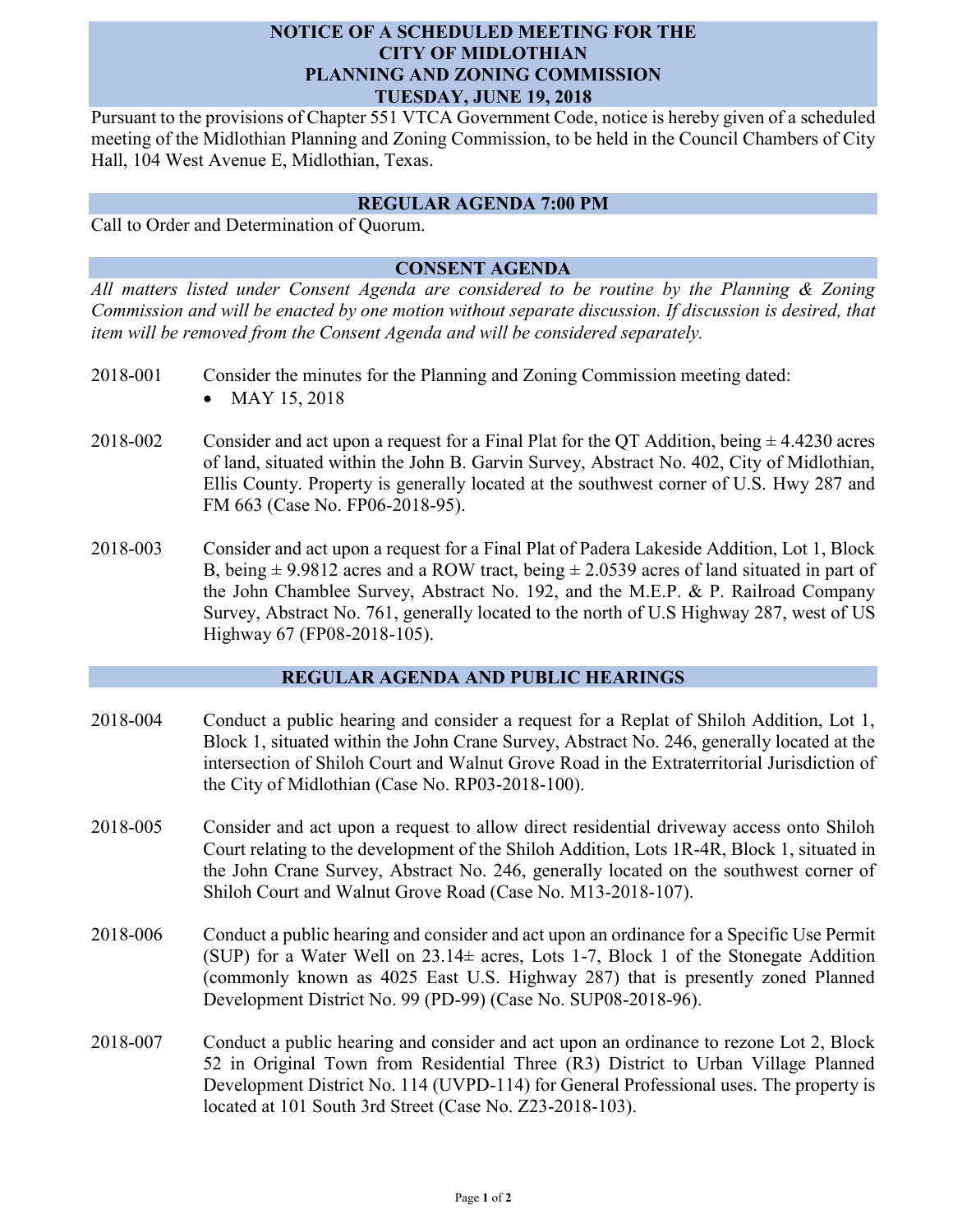# NOTICE OF A SCHEDULED MEETING FOR THE CITY OF MIDLOTHIAN PLANNING AND ZONING COMMISSION TUESDAY, JUNE 19, 2018

Pursuant to the provisions of Chapter 551 VTCA Government Code, notice is hereby given of a scheduled meeting of the Midlothian Planning and Zoning Commission, to be held in the Council Chambers of City Hall, 104 West Avenue E, Midlothian, Texas.

## REGULAR AGENDA 7:00 PM

Call to Order and Determination of Quorum.

## CONSENT AGENDA

*All matters listed under Consent Agenda are considered to be routine by the Planning & Zoning Commission and will be enacted by one motion without separate discussion. If discussion is desired, that item will be removed from the Consent Agenda and will be considered separately.*

2018-001 Consider the minutes for the Planning and Zoning Commission meeting dated:

- MAY 15, 2018

2018-002 Consider and act upon a request for a Final Plat for the QT Addition, being ± 4.4230 acres of land, situated within the John B. Garvin Survey, Abstract No. 402, City of Midlothian, Ellis County. Property is generally located at the southwest corner of U.S. Hwy 287 and FM 663 (Case No. FP06-2018-95).

2018-003 Consider and act upon a request for a Final Plat of Padera Lakeside Addition, Lot 1, Block B, being ± 9.9812 acres and a ROW tract, being ± 2.0539 acres of land situated in part of the John Chamblee Survey, Abstract No. 192, and the M.E.P. & P. Railroad Company Survey, Abstract No. 761, generally located to the north of U.S Highway 287, west of US Highway 67 (FP08-2018-105).

## REGULAR AGENDA AND PUBLIC HEARINGS

2018-004 Conduct a public hearing and consider a request for a Replat of Shiloh Addition, Lot 1, Block 1, situated within the John Crane Survey, Abstract No. 246, generally located at the intersection of Shiloh Court and Walnut Grove Road in the Extraterritorial Jurisdiction of the City of Midlothian (Case No. RP03-2018-100).

2018-005 Consider and act upon a request to allow direct residential driveway access onto Shiloh Court relating to the development of the Shiloh Addition, Lots 1R-4R, Block 1, situated in the John Crane Survey, Abstract No. 246, generally located on the southwest corner of Shiloh Court and Walnut Grove Road (Case No. M13-2018-107).

2018-006 Conduct a public hearing and consider and act upon an ordinance for a Specific Use Permit (SUP) for a Water Well on 23.14± acres, Lots 1-7, Block 1 of the Stonegate Addition (commonly known as 4025 East U.S. Highway 287) that is presently zoned Planned Development District No. 99 (PD-99) (Case No. SUP08-2018-96).

2018-007 Conduct a public hearing and consider and act upon an ordinance to rezone Lot 2, Block 52 in Original Town from Residential Three (R3) District to Urban Village Planned Development District No. 114 (UVPD-114) for General Professional uses. The property is located at 101 South 3rd Street (Case No. Z23-2018-103).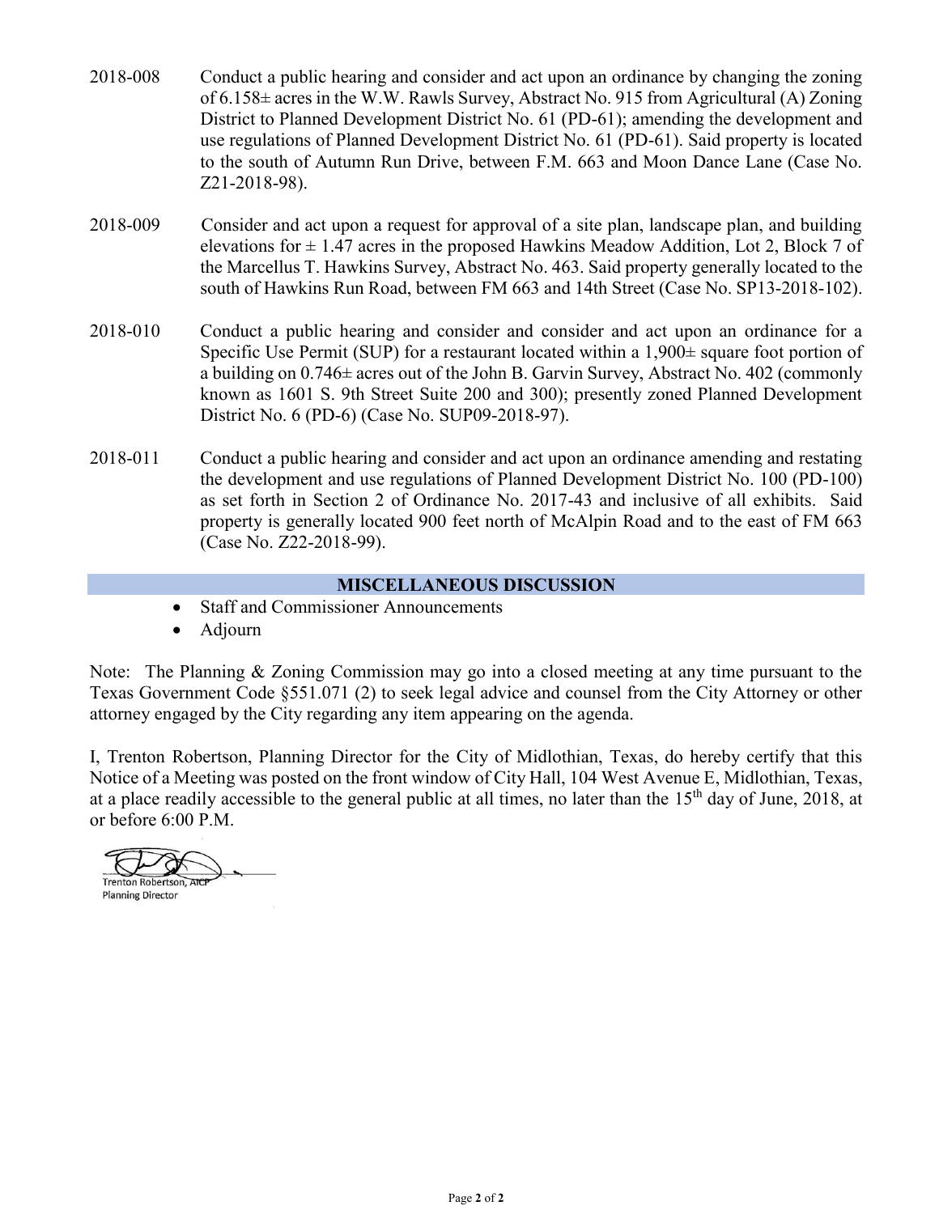2018-008 Conduct a public hearing and consider and act upon an ordinance by changing the zoning of 6.158± acres in the W.W. Rawls Survey, Abstract No. 915 from Agricultural (A) Zoning District to Planned Development District No. 61 (PD-61); amending the development and use regulations of Planned Development District No. 61 (PD-61). Said property is located to the south of Autumn Run Drive, between F.M. 663 and Moon Dance Lane (Case No. Z21-2018-98).

2018-009 Consider and act upon a request for approval of a site plan, landscape plan, and building elevations for ± 1.47 acres in the proposed Hawkins Meadow Addition, Lot 2, Block 7 of the Marcellus T. Hawkins Survey, Abstract No. 463. Said property generally located to the south of Hawkins Run Road, between FM 663 and 14th Street (Case No. SP13-2018-102).

2018-010 Conduct a public hearing and consider and consider and act upon an ordinance for a Specific Use Permit (SUP) for a restaurant located within a 1,900± square foot portion of a building on 0.746± acres out of the John B. Garvin Survey, Abstract No. 402 (commonly known as 1601 S. 9th Street Suite 200 and 300); presently zoned Planned Development District No. 6 (PD-6) (Case No. SUP09-2018-97).

2018-011 Conduct a public hearing and consider and act upon an ordinance amending and restating the development and use regulations of Planned Development District No. 100 (PD-100) as set forth in Section 2 of Ordinance No. 2017-43 and inclusive of all exhibits. Said property is generally located 900 feet north of McAlpin Road and to the east of FM 663 (Case No. Z22-2018-99).

## MISCELLANEOUS DISCUSSION

- Staff and Commissioner Announcements
- Adjourn

Note: The Planning & Zoning Commission may go into a closed meeting at any time pursuant to the Texas Government Code §551.071 (2) to seek legal advice and counsel from the City Attorney or other attorney engaged by the City regarding any item appearing on the agenda.

I, Trenton Robertson, Planning Director for the City of Midlothian, Texas, do hereby certify that this Notice of a Meeting was posted on the front window of City Hall, 104 West Avenue E, Midlothian, Texas, at a place readily accessible to the general public at all times, no later than the 15th day of June, 2018, at or before 6:00 P.M.

Trenton Robertson, AICP
Planning Director